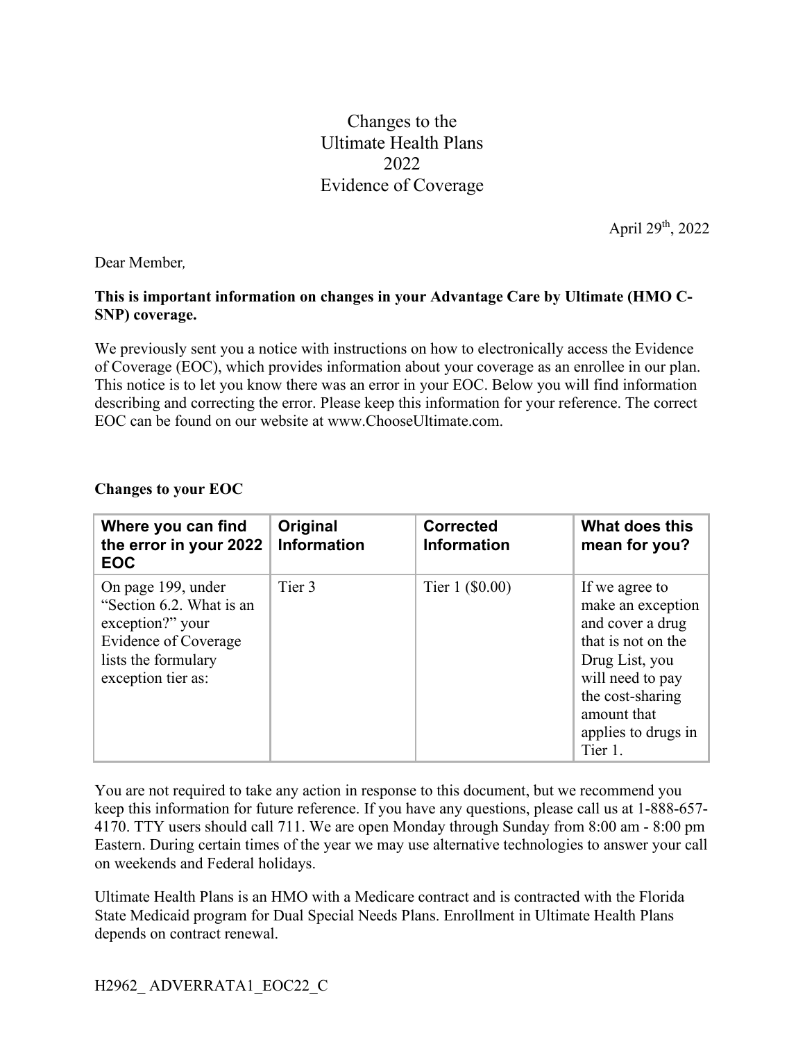# Changes to the Ultimate Health Plans 2022 Evidence of Coverage

April 29th, 2022

Dear Member,

**This is important information on changes in your Advantage Care by Ultimate (HMO C-SNP) coverage.**

We previously sent you a notice with instructions on how to electronically access the Evidence of Coverage (EOC), which provides information about your coverage as an enrollee in our plan. This notice is to let you know there was an error in your EOC. Below you will find information describing and correcting the error. Please keep this information for your reference. The correct EOC can be found on our website at www.ChooseUltimate.com.

**Changes to your EOC**

| Where you can find the error in your 2022 EOC | Original Information | Corrected Information | What does this mean for you? |
|---|---|---|---|
| On page 199, under "Section 6.2. What is an exception?" your Evidence of Coverage lists the formulary exception tier as: | Tier 3 | Tier 1 ($0.00) | If we agree to make an exception and cover a drug that is not on the Drug List, you will need to pay the cost-sharing amount that applies to drugs in Tier 1. |

You are not required to take any action in response to this document, but we recommend you keep this information for future reference. If you have any questions, please call us at 1-888-657-4170. TTY users should call 711. We are open Monday through Sunday from 8:00 am - 8:00 pm Eastern. During certain times of the year we may use alternative technologies to answer your call on weekends and Federal holidays.

Ultimate Health Plans is an HMO with a Medicare contract and is contracted with the Florida State Medicaid program for Dual Special Needs Plans. Enrollment in Ultimate Health Plans depends on contract renewal.

H2962_ ADVERRATA1_EOC22_C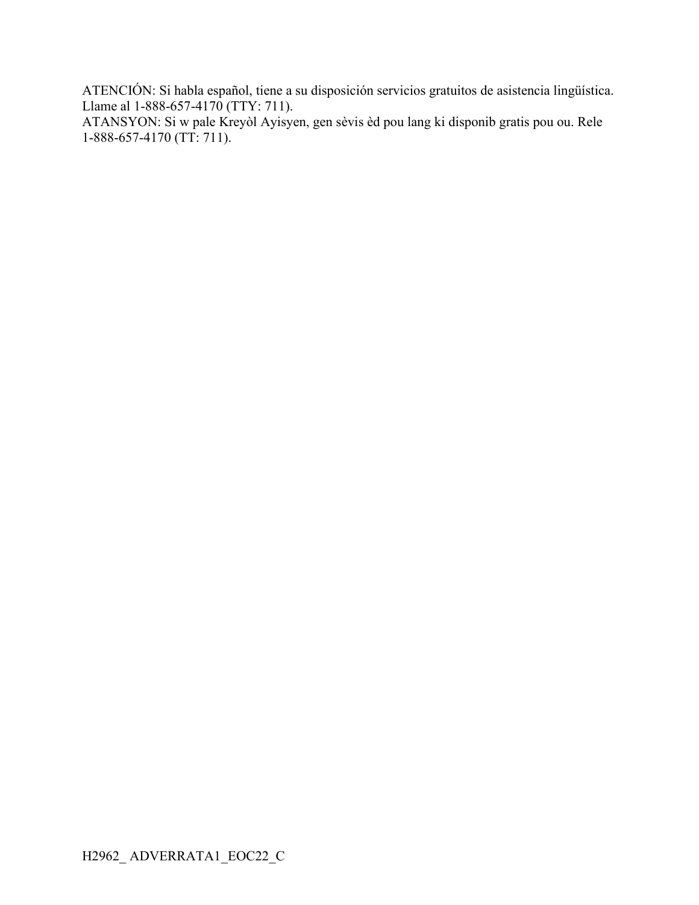ATENCIÓN: Si habla español, tiene a su disposición servicios gratuitos de asistencia lingüística. Llame al 1-888-657-4170 (TTY: 711).
ATANSYON: Si w pale Kreyòl Ayisyen, gen sèvis èd pou lang ki disponib gratis pou ou. Rele 1-888-657-4170 (TT: 711).

H2962_ ADVERRATA1_EOC22_C